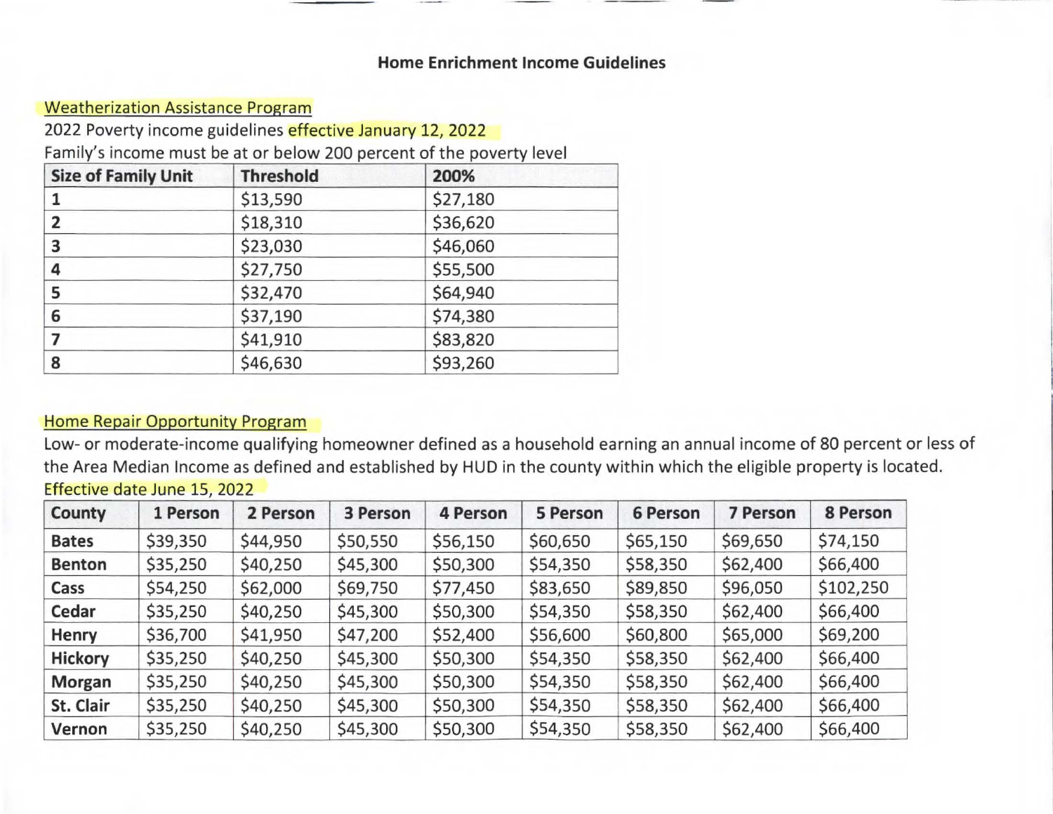# Home Enrichment Income Guidelines

## Weatherization Assistance Program

2022 Poverty income guidelines effective January 12, 2022

Family's income must be at or below 200 percent of the poverty level

| Size of Family Unit | Threshold | 200% |
|---|---|---|
| 1 | $13,590 | $27,180 |
| 2 | $18,310 | $36,620 |
| 3 | $23,030 | $46,060 |
| 4 | $27,750 | $55,500 |
| 5 | $32,470 | $64,940 |
| 6 | $37,190 | $74,380 |
| 7 | $41,910 | $83,820 |
| 8 | $46,630 | $93,260 |

## Home Repair Opportunity Program

Low- or moderate-income qualifying homeowner defined as a household earning an annual income of 80 percent or less of the Area Median Income as defined and established by HUD in the county within which the eligible property is located.

Effective date June 15, 2022

| County | 1 Person | 2 Person | 3 Person | 4 Person | 5 Person | 6 Person | 7 Person | 8 Person |
|---|---|---|---|---|---|---|---|---|
| Bates | $39,350 | $44,950 | $50,550 | $56,150 | $60,650 | $65,150 | $69,650 | $74,150 |
| Benton | $35,250 | $40,250 | $45,300 | $50,300 | $54,350 | $58,350 | $62,400 | $66,400 |
| Cass | $54,250 | $62,000 | $69,750 | $77,450 | $83,650 | $89,850 | $96,050 | $102,250 |
| Cedar | $35,250 | $40,250 | $45,300 | $50,300 | $54,350 | $58,350 | $62,400 | $66,400 |
| Henry | $36,700 | $41,950 | $47,200 | $52,400 | $56,600 | $60,800 | $65,000 | $69,200 |
| Hickory | $35,250 | $40,250 | $45,300 | $50,300 | $54,350 | $58,350 | $62,400 | $66,400 |
| Morgan | $35,250 | $40,250 | $45,300 | $50,300 | $54,350 | $58,350 | $62,400 | $66,400 |
| St. Clair | $35,250 | $40,250 | $45,300 | $50,300 | $54,350 | $58,350 | $62,400 | $66,400 |
| Vernon | $35,250 | $40,250 | $45,300 | $50,300 | $54,350 | $58,350 | $62,400 | $66,400 |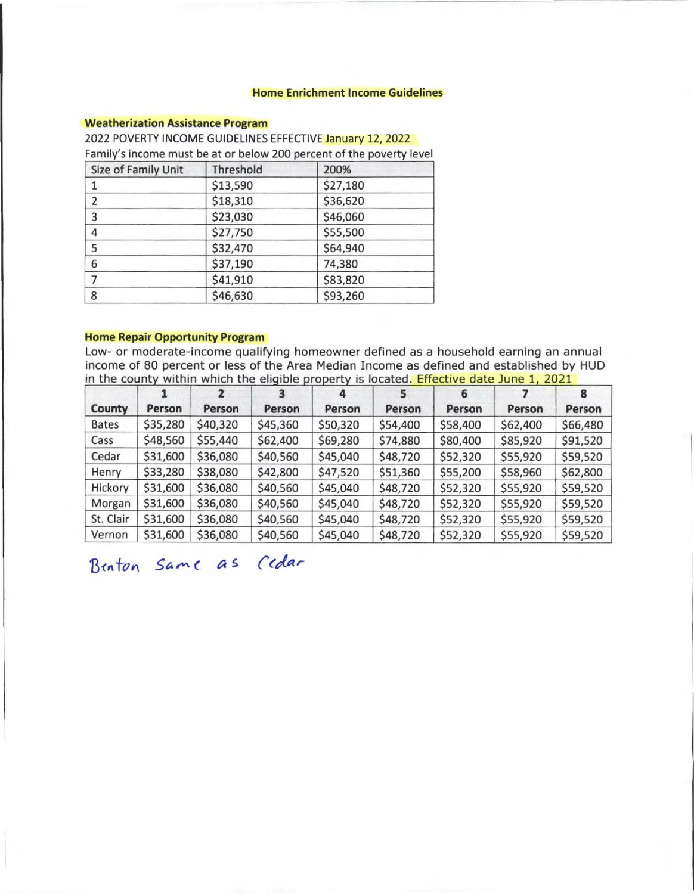## Home Enrichment Income Guidelines

### Weatherization Assistance Program

2022 POVERTY INCOME GUIDELINES EFFECTIVE January 12, 2022

Family's income must be at or below 200 percent of the poverty level

| Size of Family Unit | Threshold | 200% |
|---|---|---|
| 1 | $13,590 | $27,180 |
| 2 | $18,310 | $36,620 |
| 3 | $23,030 | $46,060 |
| 4 | $27,750 | $55,500 |
| 5 | $32,470 | $64,940 |
| 6 | $37,190 | 74,380 |
| 7 | $41,910 | $83,820 |
| 8 | $46,630 | $93,260 |

### Home Repair Opportunity Program

Low- or moderate-income qualifying homeowner defined as a household earning an annual income of 80 percent or less of the Area Median Income as defined and established by HUD in the county within which the eligible property is located. Effective date June 1, 2021

| County | 1 Person | 2 Person | 3 Person | 4 Person | 5 Person | 6 Person | 7 Person | 8 Person |
|---|---|---|---|---|---|---|---|---|
| Bates | $35,280 | $40,320 | $45,360 | $50,320 | $54,400 | $58,400 | $62,400 | $66,480 |
| Cass | $48,560 | $55,440 | $62,400 | $69,280 | $74,880 | $80,400 | $85,920 | $91,520 |
| Cedar | $31,600 | $36,080 | $40,560 | $45,040 | $48,720 | $52,320 | $55,920 | $59,520 |
| Henry | $33,280 | $38,080 | $42,800 | $47,520 | $51,360 | $55,200 | $58,960 | $62,800 |
| Hickory | $31,600 | $36,080 | $40,560 | $45,040 | $48,720 | $52,320 | $55,920 | $59,520 |
| Morgan | $31,600 | $36,080 | $40,560 | $45,040 | $48,720 | $52,320 | $55,920 | $59,520 |
| St. Clair | $31,600 | $36,080 | $40,560 | $45,040 | $48,720 | $52,320 | $55,920 | $59,520 |
| Vernon | $31,600 | $36,080 | $40,560 | $45,040 | $48,720 | $52,320 | $55,920 | $59,520 |

Benton Same as Cedar